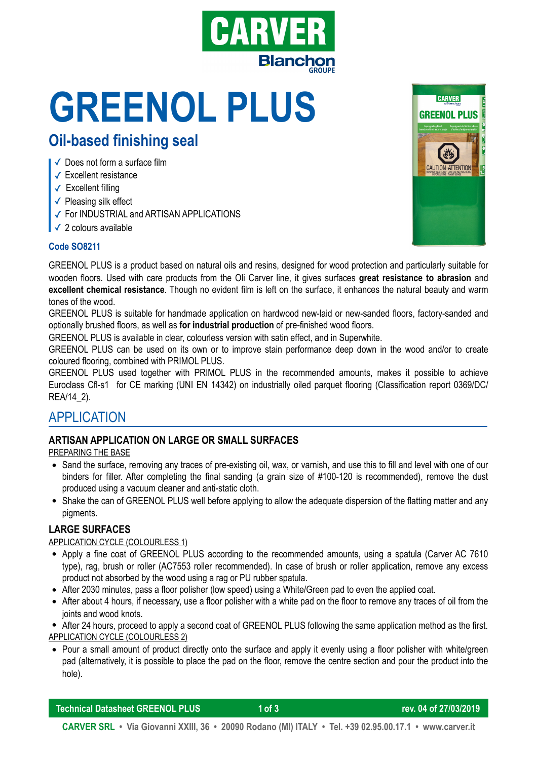# GREENOL PLUS

## Oil-based finishing seal

- ✓ Does not form a surface film
- ✓ Excellent resistance
- ✓ Excellent filling
- ✓ Pleasing silk effect
- ✓ For INDUSTRIAL and ARTISAN APPLICATIONS
- ✓ 2 colours available

**Code SO8211**

GREENOL PLUS is a product based on natural oils and resins, designed for wood protection and particularly suitable for wooden floors. Used with care products from the Oli Carver line, it gives surfaces **great resistance to abrasion** and **excellent chemical resistance**. Though no evident film is left on the surface, it enhances the natural beauty and warm tones of the wood.

GREENOL PLUS is suitable for handmade application on hardwood new-laid or new-sanded floors, factory-sanded and optionally brushed floors, as well as **for industrial production** of pre-finished wood floors.

GREENOL PLUS is available in clear, colourless version with satin effect, and in Superwhite.

GREENOL PLUS can be used on its own or to improve stain performance deep down in the wood and/or to create coloured flooring, combined with PRIMOL PLUS.

GREENOL PLUS used together with PRIMOL PLUS in the recommended amounts, makes it possible to achieve Euroclass Cfl-s1 for CE marking (UNI EN 14342) on industrially oiled parquet flooring (Classification report 0369/DC/REA/14_2).

## APPLICATION

### ARTISAN APPLICATION ON LARGE OR SMALL SURFACES

PREPARING THE BASE

- Sand the surface, removing any traces of pre-existing oil, wax, or varnish, and use this to fill and level with one of our binders for filler. After completing the final sanding (a grain size of #100-120 is recommended), remove the dust produced using a vacuum cleaner and anti-static cloth.
- Shake the can of GREENOL PLUS well before applying to allow the adequate dispersion of the flatting matter and any pigments.

### LARGE SURFACES

APPLICATION CYCLE (COLOURLESS 1)

- Apply a fine coat of GREENOL PLUS according to the recommended amounts, using a spatula (Carver AC 7610 type), rag, brush or roller (AC7553 roller recommended). In case of brush or roller application, remove any excess product not absorbed by the wood using a rag or PU rubber spatula.
- After 2030 minutes, pass a floor polisher (low speed) using a White/Green pad to even the applied coat.
- After about 4 hours, if necessary, use a floor polisher with a white pad on the floor to remove any traces of oil from the joints and wood knots.
- After 24 hours, proceed to apply a second coat of GREENOL PLUS following the same application method as the first.

APPLICATION CYCLE (COLOURLESS 2)

- Pour a small amount of product directly onto the surface and apply it evenly using a floor polisher with white/green pad (alternatively, it is possible to place the pad on the floor, remove the centre section and pour the product into the hole).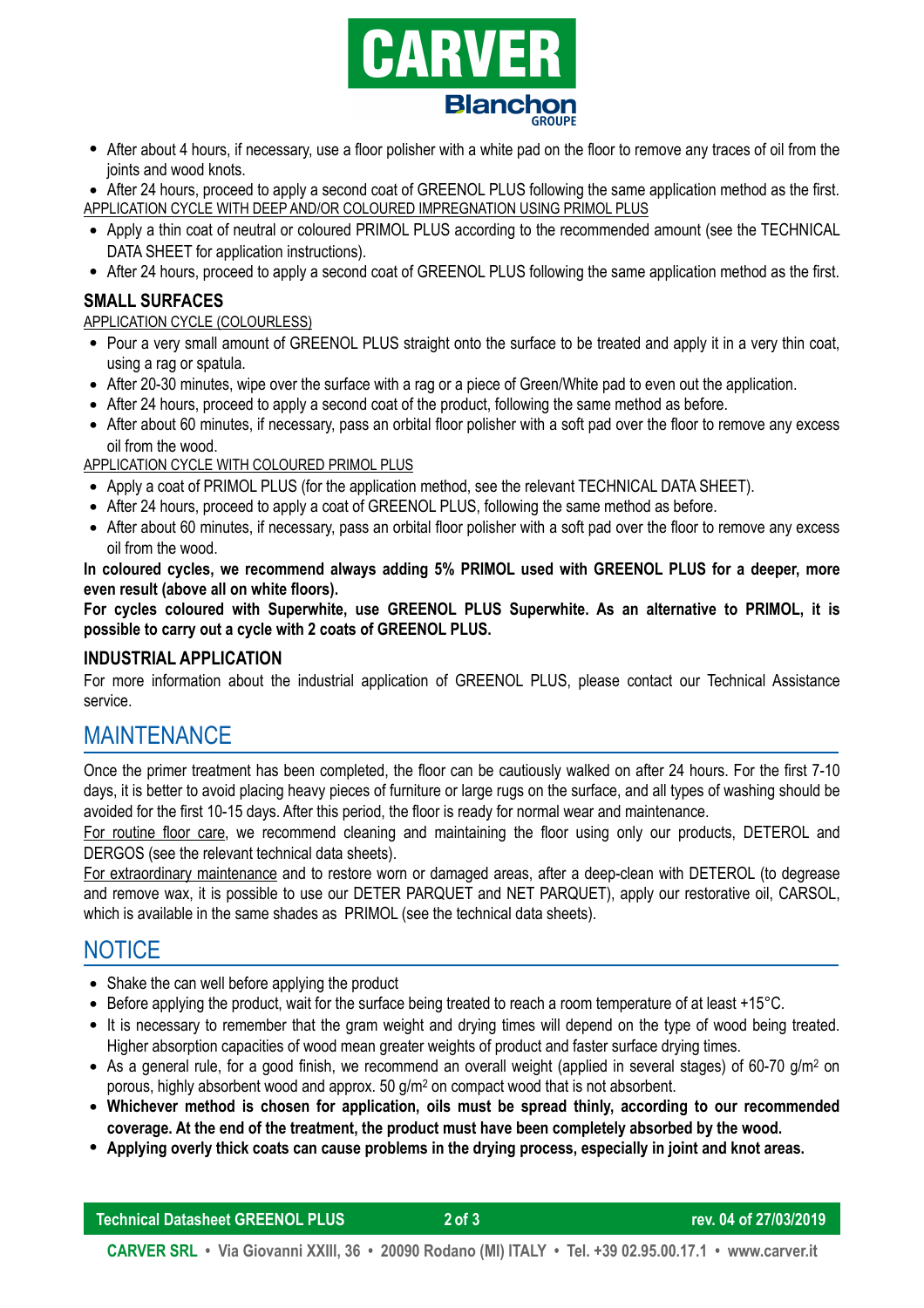- After about 4 hours, if necessary, use a floor polisher with a white pad on the floor to remove any traces of oil from the joints and wood knots.
- After 24 hours, proceed to apply a second coat of GREENOL PLUS following the same application method as the first.

APPLICATION CYCLE WITH DEEP AND/OR COLOURED IMPREGNATION USING PRIMOL PLUS

- Apply a thin coat of neutral or coloured PRIMOL PLUS according to the recommended amount (see the TECHNICAL DATA SHEET for application instructions).
- After 24 hours, proceed to apply a second coat of GREENOL PLUS following the same application method as the first.

### SMALL SURFACES

APPLICATION CYCLE (COLOURLESS)

- Pour a very small amount of GREENOL PLUS straight onto the surface to be treated and apply it in a very thin coat, using a rag or spatula.
- After 20-30 minutes, wipe over the surface with a rag or a piece of Green/White pad to even out the application.
- After 24 hours, proceed to apply a second coat of the product, following the same method as before.
- After about 60 minutes, if necessary, pass an orbital floor polisher with a soft pad over the floor to remove any excess oil from the wood.

APPLICATION CYCLE WITH COLOURED PRIMOL PLUS

- Apply a coat of PRIMOL PLUS (for the application method, see the relevant TECHNICAL DATA SHEET).
- After 24 hours, proceed to apply a coat of GREENOL PLUS, following the same method as before.
- After about 60 minutes, if necessary, pass an orbital floor polisher with a soft pad over the floor to remove any excess oil from the wood.

**In coloured cycles, we recommend always adding 5% PRIMOL used with GREENOL PLUS for a deeper, more even result (above all on white floors).**

**For cycles coloured with Superwhite, use GREENOL PLUS Superwhite. As an alternative to PRIMOL, it is possible to carry out a cycle with 2 coats of GREENOL PLUS.**

### INDUSTRIAL APPLICATION

For more information about the industrial application of GREENOL PLUS, please contact our Technical Assistance service.

## MAINTENANCE

Once the primer treatment has been completed, the floor can be cautiously walked on after 24 hours. For the first 7-10 days, it is better to avoid placing heavy pieces of furniture or large rugs on the surface, and all types of washing should be avoided for the first 10-15 days. After this period, the floor is ready for normal wear and maintenance.

For routine floor care, we recommend cleaning and maintaining the floor using only our products, DETEROL and DERGOS (see the relevant technical data sheets).

For extraordinary maintenance and to restore worn or damaged areas, after a deep-clean with DETEROL (to degrease and remove wax, it is possible to use our DETER PARQUET and NET PARQUET), apply our restorative oil, CARSOL, which is available in the same shades as PRIMOL (see the technical data sheets).

## NOTICE

- Shake the can well before applying the product
- Before applying the product, wait for the surface being treated to reach a room temperature of at least +15°C.
- It is necessary to remember that the gram weight and drying times will depend on the type of wood being treated. Higher absorption capacities of wood mean greater weights of product and faster surface drying times.
- As a general rule, for a good finish, we recommend an overall weight (applied in several stages) of 60-70 g/m$^2$ on porous, highly absorbent wood and approx. 50 g/m$^2$ on compact wood that is not absorbent.
- **Whichever method is chosen for application, oils must be spread thinly, according to our recommended coverage. At the end of the treatment, the product must have been completely absorbed by the wood.**
- **Applying overly thick coats can cause problems in the drying process, especially in joint and knot areas.**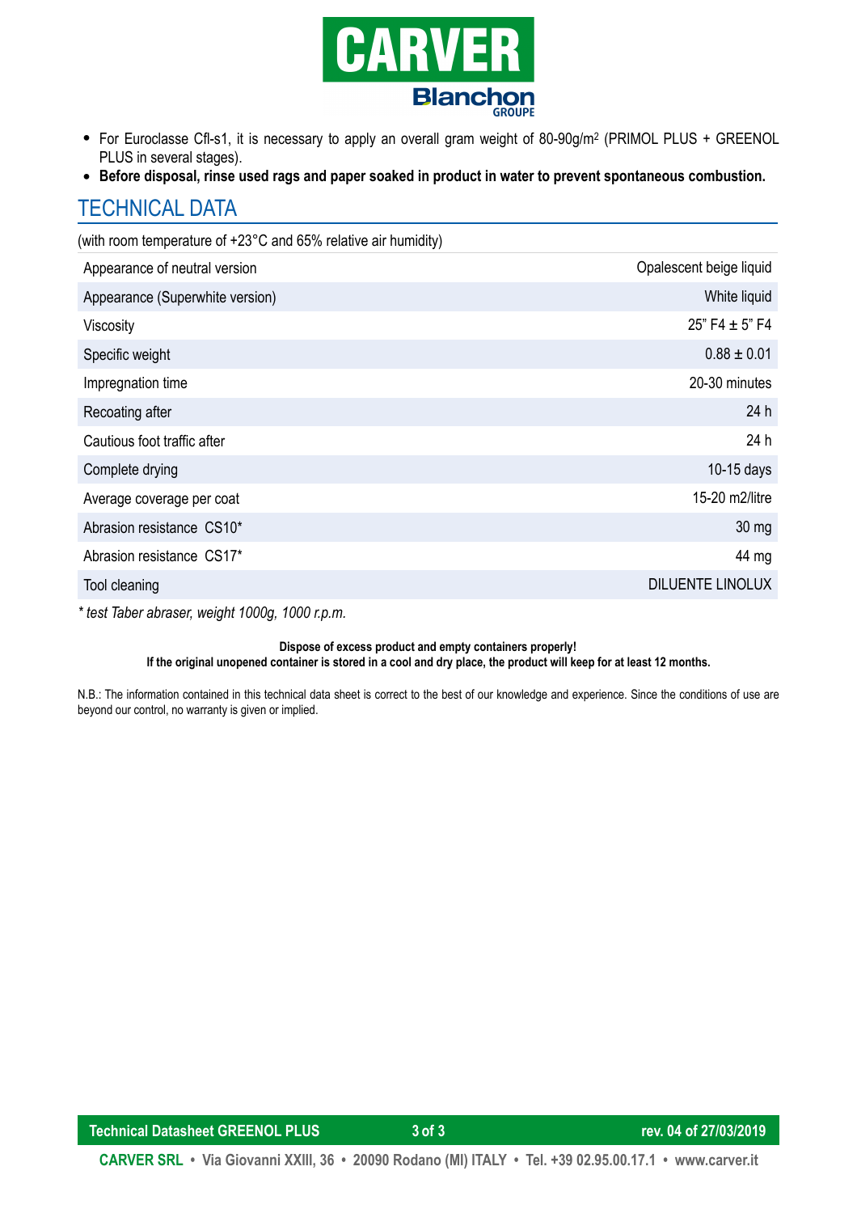- For Euroclasse Cfl-s1, it is necessary to apply an overall gram weight of 80-90g/m$^2$ (PRIMOL PLUS + GREENOL PLUS in several stages).
- **Before disposal, rinse used rags and paper soaked in product in water to prevent spontaneous combustion.**

## TECHNICAL DATA

(with room temperature of +23°C and 65% relative air humidity)

| | |
|---|---|
| Appearance of neutral version | Opalescent beige liquid |
| Appearance (Superwhite version) | White liquid |
| Viscosity | 25" F4 ± 5" F4 |
| Specific weight | 0.88 ± 0.01 |
| Impregnation time | 20-30 minutes |
| Recoating after | 24 h |
| Cautious foot traffic after | 24 h |
| Complete drying | 10-15 days |
| Average coverage per coat | 15-20 m2/litre |
| Abrasion resistance CS10* | 30 mg |
| Abrasion resistance CS17* | 44 mg |
| Tool cleaning | DILUENTE LINOLUX |

*\* test Taber abraser, weight 1000g, 1000 r.p.m.*

**Dispose of excess product and empty containers properly!**
**If the original unopened container is stored in a cool and dry place, the product will keep for at least 12 months.**

N.B.: The information contained in this technical data sheet is correct to the best of our knowledge and experience. Since the conditions of use are beyond our control, no warranty is given or implied.